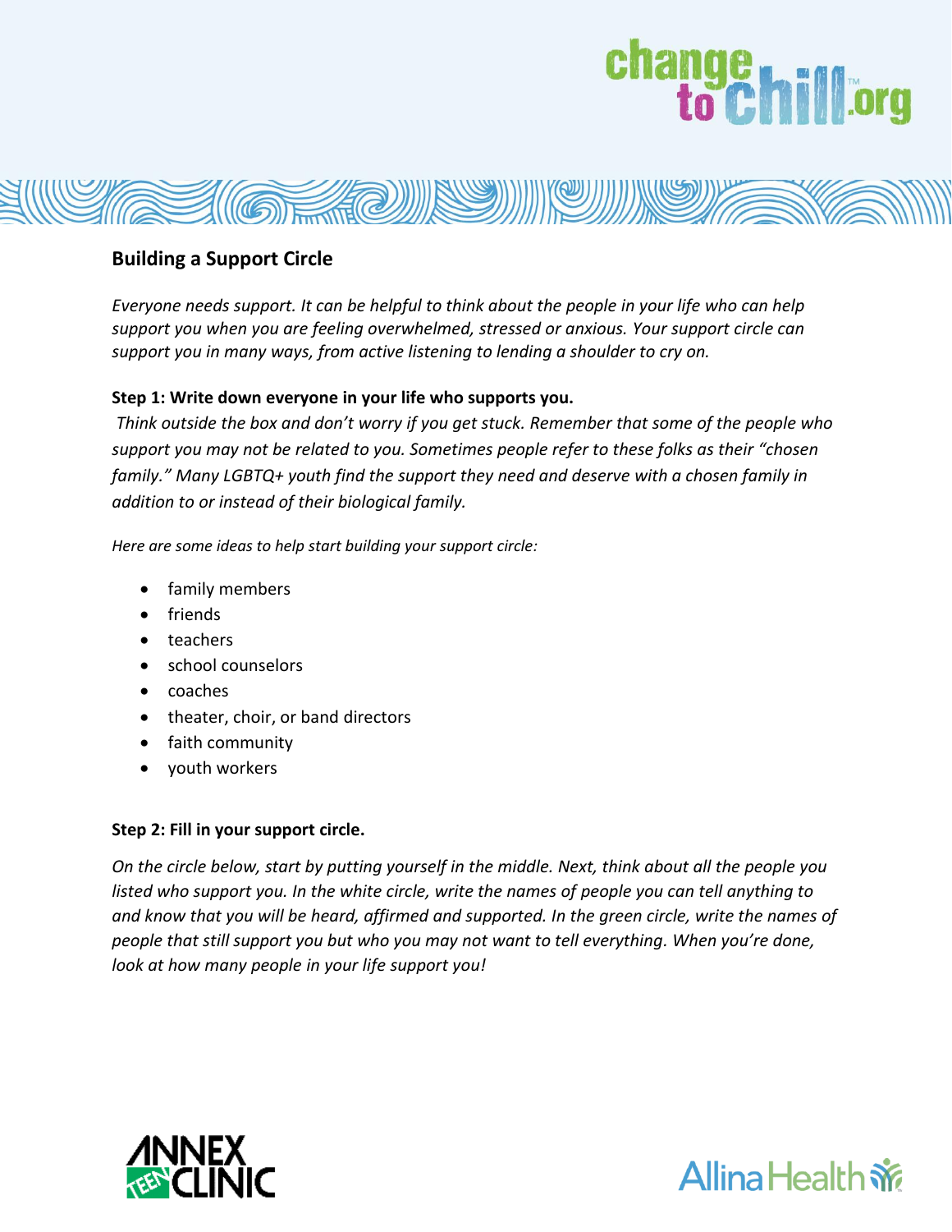## Building a Support Circle

*Everyone needs support. It can be helpful to think about the people in your life who can help support you when you are feeling overwhelmed, stressed or anxious. Your support circle can support you in many ways, from active listening to lending a shoulder to cry on.*

**Step 1: Write down everyone in your life who supports you.**

*Think outside the box and don't worry if you get stuck. Remember that some of the people who support you may not be related to you. Sometimes people refer to these folks as their "chosen family." Many LGBTQ+ youth find the support they need and deserve with a chosen family in addition to or instead of their biological family.*

*Here are some ideas to help start building your support circle:*

- family members
- friends
- teachers
- school counselors
- coaches
- theater, choir, or band directors
- faith community
- youth workers

**Step 2: Fill in your support circle.**

*On the circle below, start by putting yourself in the middle. Next, think about all the people you listed who support you. In the white circle, write the names of people you can tell anything to and know that you will be heard, affirmed and supported. In the green circle, write the names of people that still support you but who you may not want to tell everything. When you're done, look at how many people in your life support you!*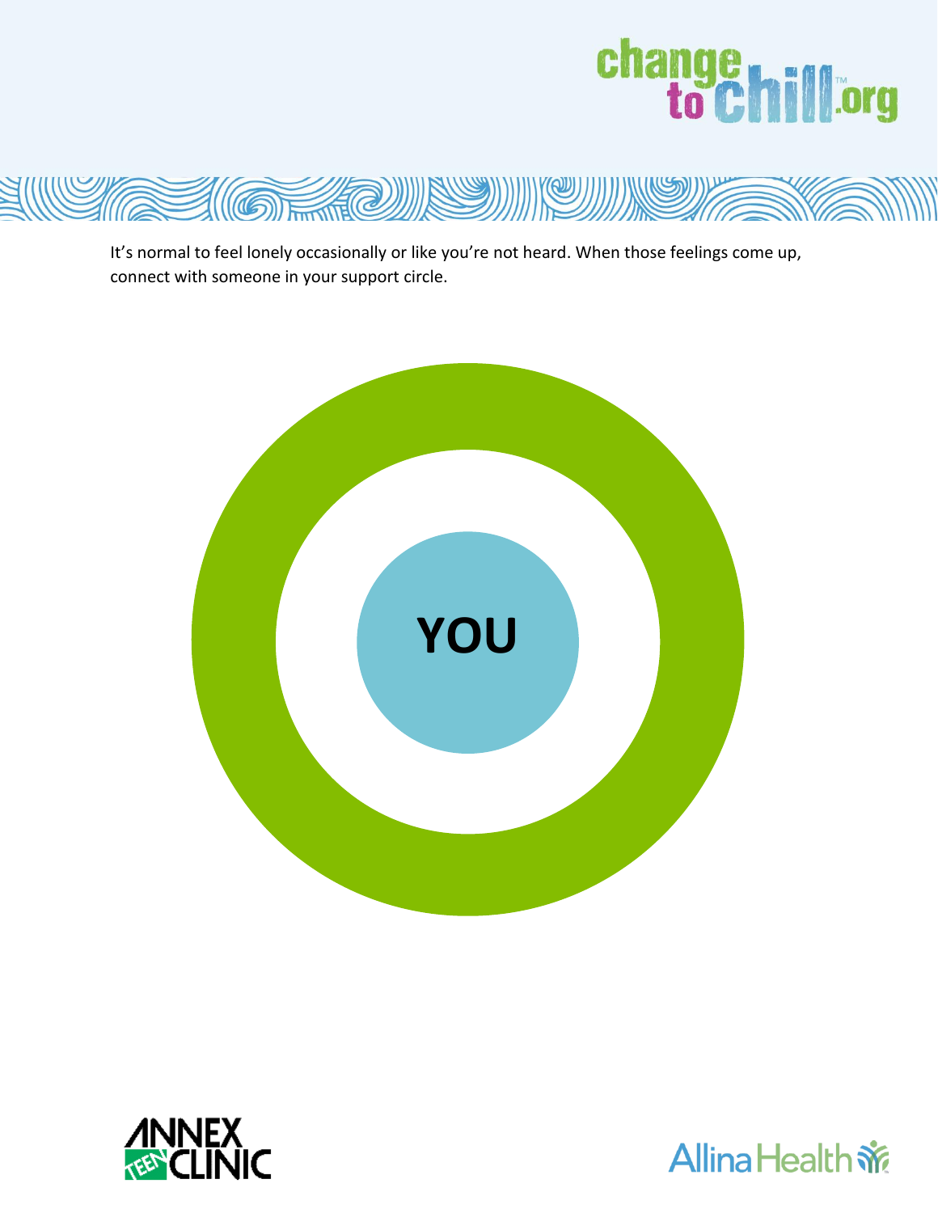It’s normal to feel lonely occasionally or like you’re not heard. When those feelings come up, connect with someone in your support circle.

YOU